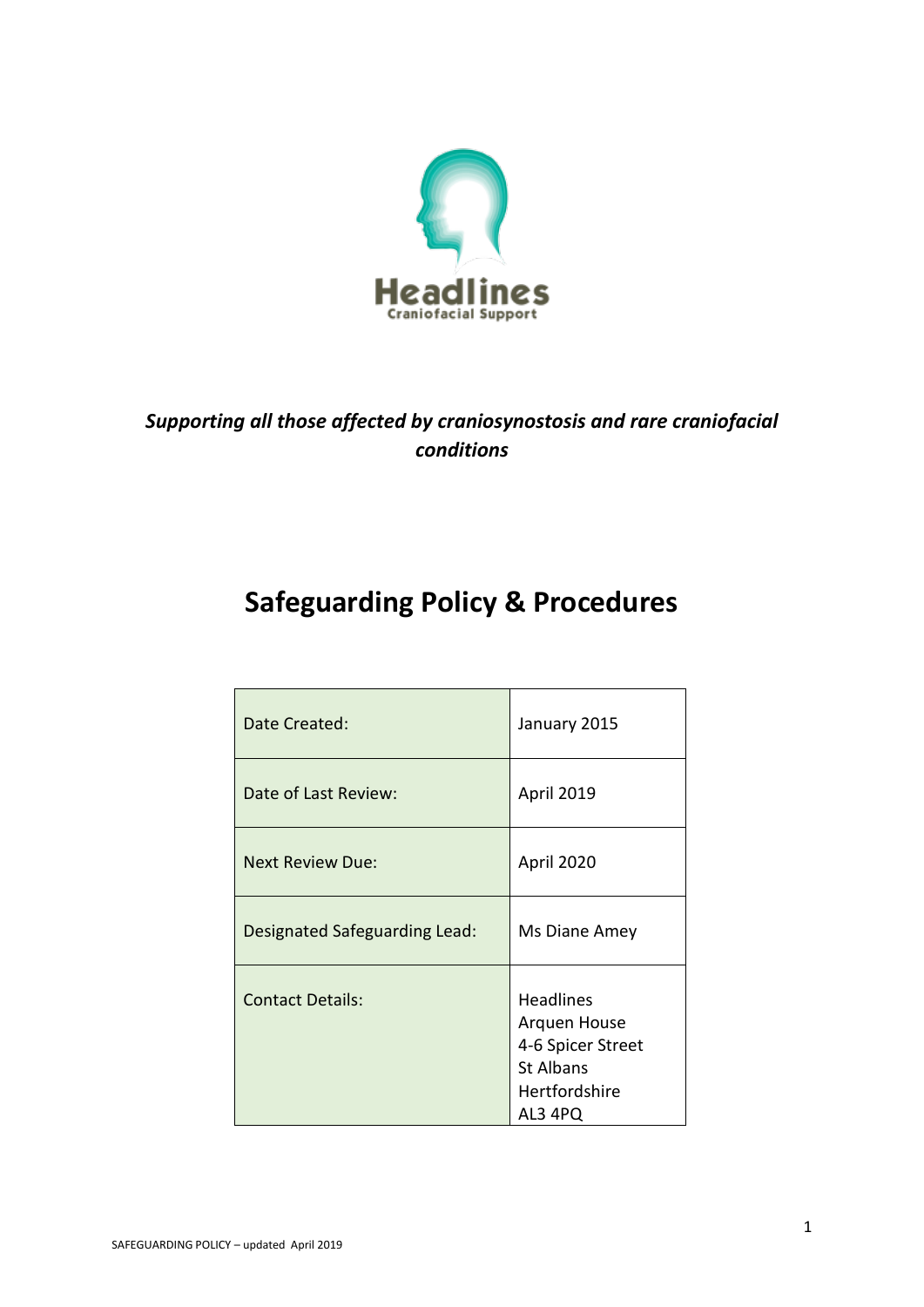Headlines
Craniofacial Support

*Supporting all those affected by craniosynostosis and rare craniofacial conditions*

# Safeguarding Policy & Procedures

| | |
|---|---|
| Date Created: | January 2015 |
| Date of Last Review: | April 2019 |
| Next Review Due: | April 2020 |
| Designated Safeguarding Lead: | Ms Diane Amey |
| Contact Details: | Headlines<br>Arquen House<br>4-6 Spicer Street<br>St Albans<br>Hertfordshire<br>AL3 4PQ |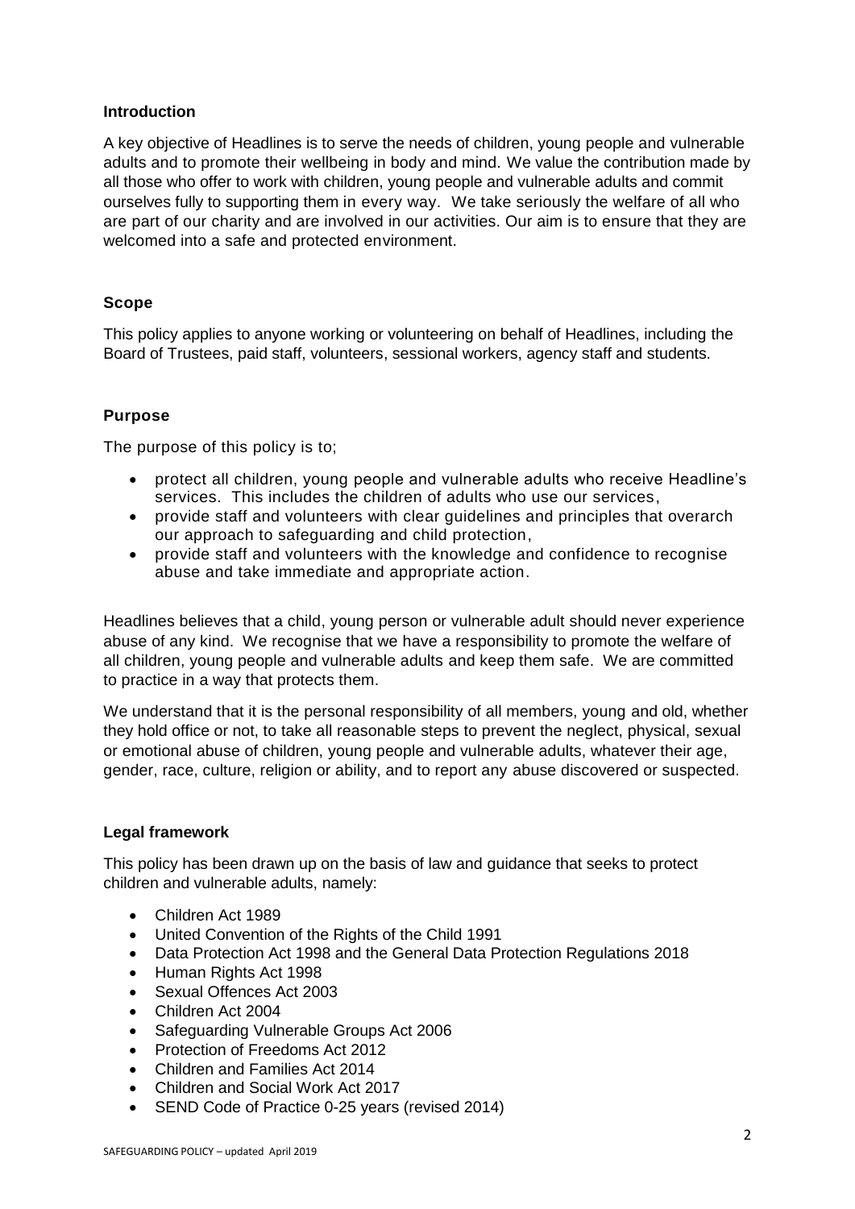## Introduction

A key objective of Headlines is to serve the needs of children, young people and vulnerable adults and to promote their wellbeing in body and mind. We value the contribution made by all those who offer to work with children, young people and vulnerable adults and commit ourselves fully to supporting them in every way. We take seriously the welfare of all who are part of our charity and are involved in our activities. Our aim is to ensure that they are welcomed into a safe and protected environment.

## Scope

This policy applies to anyone working or volunteering on behalf of Headlines, including the Board of Trustees, paid staff, volunteers, sessional workers, agency staff and students.

## Purpose

The purpose of this policy is to;

- protect all children, young people and vulnerable adults who receive Headline's services. This includes the children of adults who use our services,
- provide staff and volunteers with clear guidelines and principles that overarch our approach to safeguarding and child protection,
- provide staff and volunteers with the knowledge and confidence to recognise abuse and take immediate and appropriate action.

Headlines believes that a child, young person or vulnerable adult should never experience abuse of any kind. We recognise that we have a responsibility to promote the welfare of all children, young people and vulnerable adults and keep them safe. We are committed to practice in a way that protects them.

We understand that it is the personal responsibility of all members, young and old, whether they hold office or not, to take all reasonable steps to prevent the neglect, physical, sexual or emotional abuse of children, young people and vulnerable adults, whatever their age, gender, race, culture, religion or ability, and to report any abuse discovered or suspected.

## Legal framework

This policy has been drawn up on the basis of law and guidance that seeks to protect children and vulnerable adults, namely:

- Children Act 1989
- United Convention of the Rights of the Child 1991
- Data Protection Act 1998 and the General Data Protection Regulations 2018
- Human Rights Act 1998
- Sexual Offences Act 2003
- Children Act 2004
- Safeguarding Vulnerable Groups Act 2006
- Protection of Freedoms Act 2012
- Children and Families Act 2014
- Children and Social Work Act 2017
- SEND Code of Practice 0-25 years (revised 2014)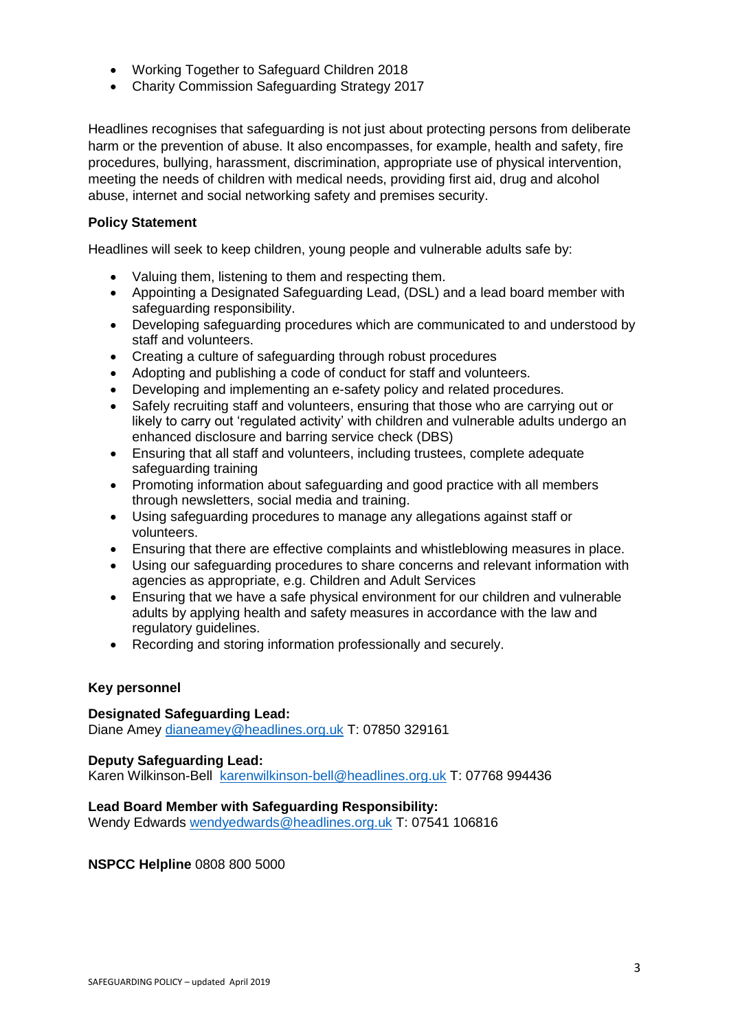- Working Together to Safeguard Children 2018
- Charity Commission Safeguarding Strategy 2017

Headlines recognises that safeguarding is not just about protecting persons from deliberate harm or the prevention of abuse. It also encompasses, for example, health and safety, fire procedures, bullying, harassment, discrimination, appropriate use of physical intervention, meeting the needs of children with medical needs, providing first aid, drug and alcohol abuse, internet and social networking safety and premises security.

**Policy Statement**

Headlines will seek to keep children, young people and vulnerable adults safe by:

- Valuing them, listening to them and respecting them.
- Appointing a Designated Safeguarding Lead, (DSL) and a lead board member with safeguarding responsibility.
- Developing safeguarding procedures which are communicated to and understood by staff and volunteers.
- Creating a culture of safeguarding through robust procedures
- Adopting and publishing a code of conduct for staff and volunteers.
- Developing and implementing an e-safety policy and related procedures.
- Safely recruiting staff and volunteers, ensuring that those who are carrying out or likely to carry out 'regulated activity' with children and vulnerable adults undergo an enhanced disclosure and barring service check (DBS)
- Ensuring that all staff and volunteers, including trustees, complete adequate safeguarding training
- Promoting information about safeguarding and good practice with all members through newsletters, social media and training.
- Using safeguarding procedures to manage any allegations against staff or volunteers.
- Ensuring that there are effective complaints and whistleblowing measures in place.
- Using our safeguarding procedures to share concerns and relevant information with agencies as appropriate, e.g. Children and Adult Services
- Ensuring that we have a safe physical environment for our children and vulnerable adults by applying health and safety measures in accordance with the law and regulatory guidelines.
- Recording and storing information professionally and securely.

**Key personnel**

**Designated Safeguarding Lead:**
Diane Amey dianeamey@headlines.org.uk T: 07850 329161

**Deputy Safeguarding Lead:**
Karen Wilkinson-Bell karenwilkinson-bell@headlines.org.uk T: 07768 994436

**Lead Board Member with Safeguarding Responsibility:**
Wendy Edwards wendyedwards@headlines.org.uk T: 07541 106816

**NSPCC Helpline** 0808 800 5000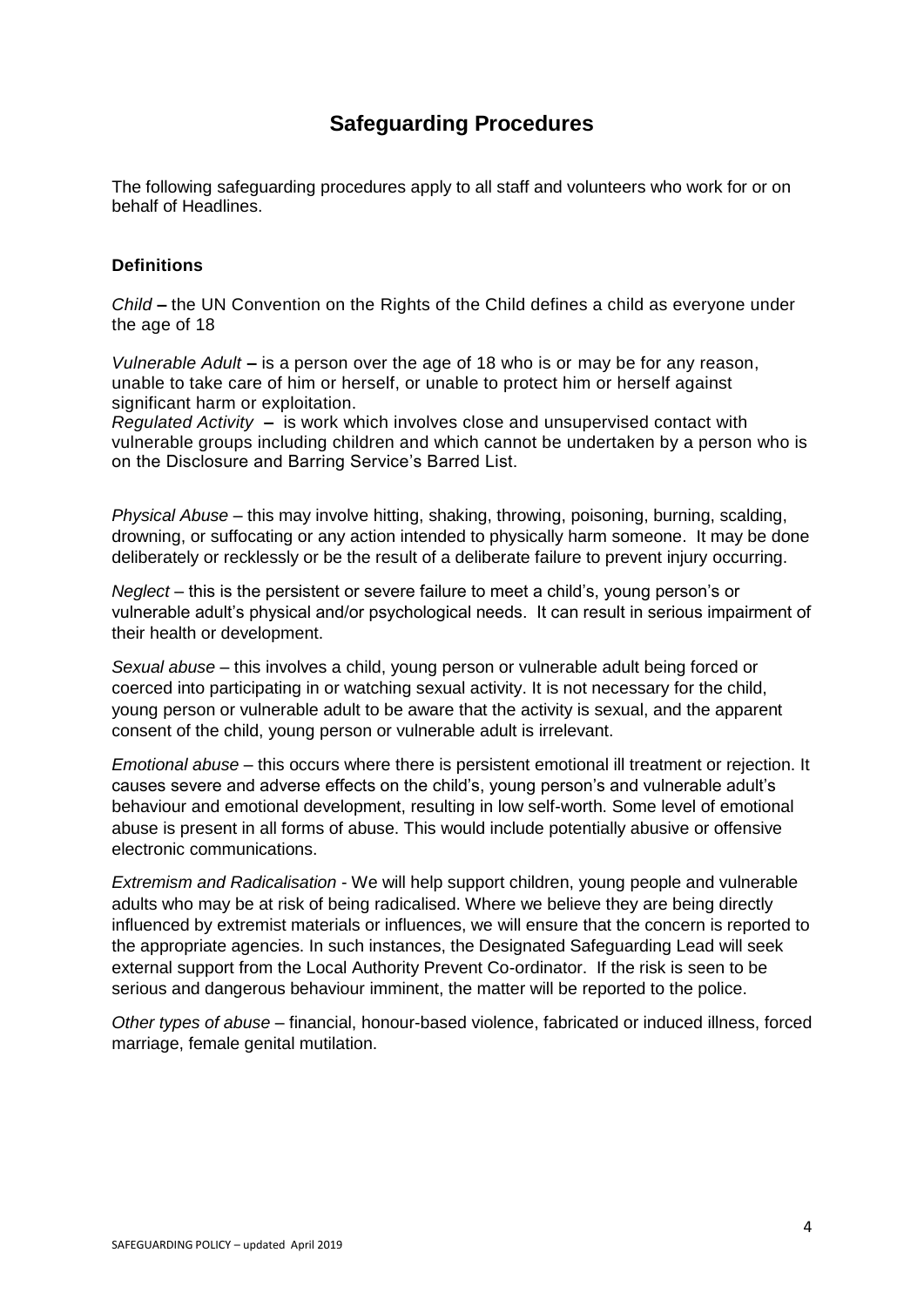# Safeguarding Procedures

The following safeguarding procedures apply to all staff and volunteers who work for or on behalf of Headlines.

**Definitions**

*Child* **–** the UN Convention on the Rights of the Child defines a child as everyone under the age of 18

*Vulnerable Adult* **–** is a person over the age of 18 who is or may be for any reason, unable to take care of him or herself, or unable to protect him or herself against significant harm or exploitation.
*Regulated Activity* **–** is work which involves close and unsupervised contact with vulnerable groups including children and which cannot be undertaken by a person who is on the Disclosure and Barring Service's Barred List.

*Physical Abuse* – this may involve hitting, shaking, throwing, poisoning, burning, scalding, drowning, or suffocating or any action intended to physically harm someone. It may be done deliberately or recklessly or be the result of a deliberate failure to prevent injury occurring.

*Neglect* – this is the persistent or severe failure to meet a child's, young person's or vulnerable adult's physical and/or psychological needs. It can result in serious impairment of their health or development.

*Sexual abuse* – this involves a child, young person or vulnerable adult being forced or coerced into participating in or watching sexual activity. It is not necessary for the child, young person or vulnerable adult to be aware that the activity is sexual, and the apparent consent of the child, young person or vulnerable adult is irrelevant.

*Emotional abuse* – this occurs where there is persistent emotional ill treatment or rejection. It causes severe and adverse effects on the child's, young person's and vulnerable adult's behaviour and emotional development, resulting in low self-worth. Some level of emotional abuse is present in all forms of abuse. This would include potentially abusive or offensive electronic communications.

*Extremism and Radicalisation* - We will help support children, young people and vulnerable adults who may be at risk of being radicalised. Where we believe they are being directly influenced by extremist materials or influences, we will ensure that the concern is reported to the appropriate agencies. In such instances, the Designated Safeguarding Lead will seek external support from the Local Authority Prevent Co-ordinator. If the risk is seen to be serious and dangerous behaviour imminent, the matter will be reported to the police.

*Other types of abuse* – financial, honour-based violence, fabricated or induced illness, forced marriage, female genital mutilation.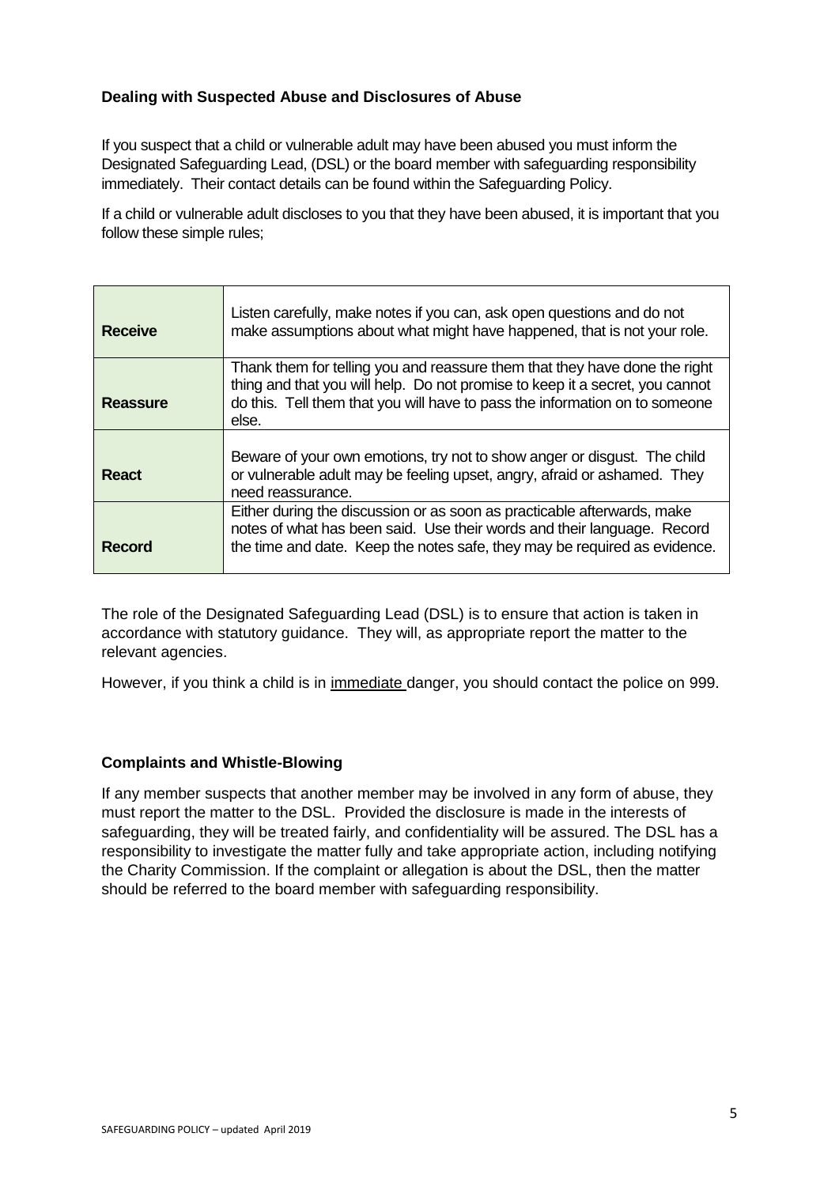### Dealing with Suspected Abuse and Disclosures of Abuse

If you suspect that a child or vulnerable adult may have been abused you must inform the Designated Safeguarding Lead, (DSL) or the board member with safeguarding responsibility immediately. Their contact details can be found within the Safeguarding Policy.

If a child or vulnerable adult discloses to you that they have been abused, it is important that you follow these simple rules;

| | |
|---|---|
| **Receive** | Listen carefully, make notes if you can, ask open questions and do not make assumptions about what might have happened, that is not your role. |
| **Reassure** | Thank them for telling you and reassure them that they have done the right thing and that you will help. Do not promise to keep it a secret, you cannot do this. Tell them that you will have to pass the information on to someone else. |
| **React** | Beware of your own emotions, try not to show anger or disgust. The child or vulnerable adult may be feeling upset, angry, afraid or ashamed. They need reassurance. |
| **Record** | Either during the discussion or as soon as practicable afterwards, make notes of what has been said. Use their words and their language. Record the time and date. Keep the notes safe, they may be required as evidence. |

The role of the Designated Safeguarding Lead (DSL) is to ensure that action is taken in accordance with statutory guidance. They will, as appropriate report the matter to the relevant agencies.

However, if you think a child is in <u>immediate</u> danger, you should contact the police on 999.

### Complaints and Whistle-Blowing

If any member suspects that another member may be involved in any form of abuse, they must report the matter to the DSL. Provided the disclosure is made in the interests of safeguarding, they will be treated fairly, and confidentiality will be assured. The DSL has a responsibility to investigate the matter fully and take appropriate action, including notifying the Charity Commission. If the complaint or allegation is about the DSL, then the matter should be referred to the board member with safeguarding responsibility.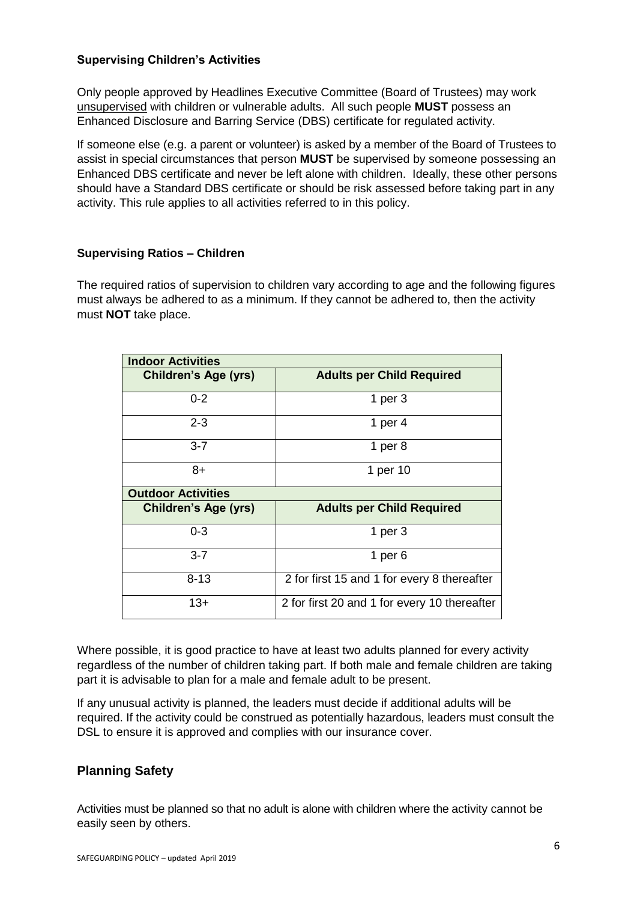### Supervising Children's Activities

Only people approved by Headlines Executive Committee (Board of Trustees) may work unsupervised with children or vulnerable adults. All such people **MUST** possess an Enhanced Disclosure and Barring Service (DBS) certificate for regulated activity.

If someone else (e.g. a parent or volunteer) is asked by a member of the Board of Trustees to assist in special circumstances that person **MUST** be supervised by someone possessing an Enhanced DBS certificate and never be left alone with children. Ideally, these other persons should have a Standard DBS certificate or should be risk assessed before taking part in any activity. This rule applies to all activities referred to in this policy.

### Supervising Ratios – Children

The required ratios of supervision to children vary according to age and the following figures must always be adhered to as a minimum. If they cannot be adhered to, then the activity must **NOT** take place.

| **Indoor Activities** | |
|---|---|
| **Children's Age (yrs)** | **Adults per Child Required** |
| 0-2 | 1 per 3 |
| 2-3 | 1 per 4 |
| 3-7 | 1 per 8 |
| 8+ | 1 per 10 |
| **Outdoor Activities** | |
| **Children's Age (yrs)** | **Adults per Child Required** |
| 0-3 | 1 per 3 |
| 3-7 | 1 per 6 |
| 8-13 | 2 for first 15 and 1 for every 8 thereafter |
| 13+ | 2 for first 20 and 1 for every 10 thereafter |

Where possible, it is good practice to have at least two adults planned for every activity regardless of the number of children taking part. If both male and female children are taking part it is advisable to plan for a male and female adult to be present.

If any unusual activity is planned, the leaders must decide if additional adults will be required. If the activity could be construed as potentially hazardous, leaders must consult the DSL to ensure it is approved and complies with our insurance cover.

## Planning Safety

Activities must be planned so that no adult is alone with children where the activity cannot be easily seen by others.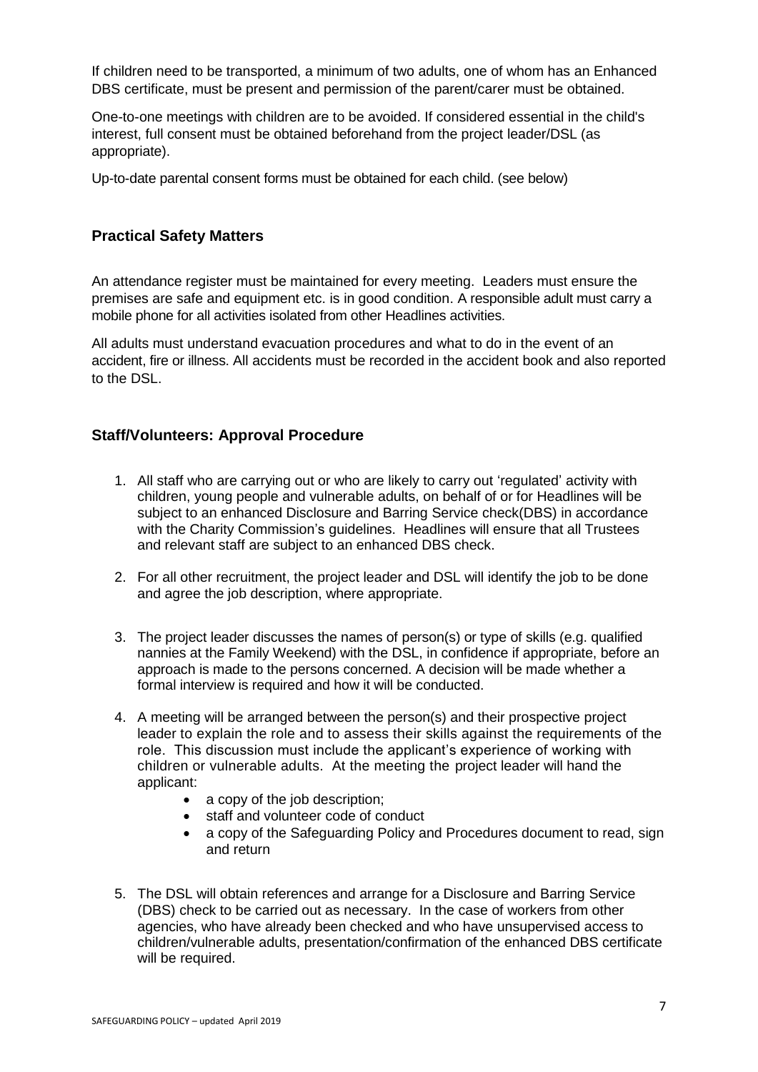If children need to be transported, a minimum of two adults, one of whom has an Enhanced DBS certificate, must be present and permission of the parent/carer must be obtained.

One-to-one meetings with children are to be avoided. If considered essential in the child's interest, full consent must be obtained beforehand from the project leader/DSL (as appropriate).

Up-to-date parental consent forms must be obtained for each child. (see below)

## Practical Safety Matters

An attendance register must be maintained for every meeting. Leaders must ensure the premises are safe and equipment etc. is in good condition. A responsible adult must carry a mobile phone for all activities isolated from other Headlines activities.

All adults must understand evacuation procedures and what to do in the event of an accident, fire or illness. All accidents must be recorded in the accident book and also reported to the DSL.

## Staff/Volunteers: Approval Procedure

1. All staff who are carrying out or who are likely to carry out 'regulated' activity with children, young people and vulnerable adults, on behalf of or for Headlines will be subject to an enhanced Disclosure and Barring Service check(DBS) in accordance with the Charity Commission's guidelines. Headlines will ensure that all Trustees and relevant staff are subject to an enhanced DBS check.

2. For all other recruitment, the project leader and DSL will identify the job to be done and agree the job description, where appropriate.

3. The project leader discusses the names of person(s) or type of skills (e.g. qualified nannies at the Family Weekend) with the DSL, in confidence if appropriate, before an approach is made to the persons concerned. A decision will be made whether a formal interview is required and how it will be conducted.

4. A meeting will be arranged between the person(s) and their prospective project leader to explain the role and to assess their skills against the requirements of the role. This discussion must include the applicant's experience of working with children or vulnerable adults. At the meeting the project leader will hand the applicant:
   - a copy of the job description;
   - staff and volunteer code of conduct
   - a copy of the Safeguarding Policy and Procedures document to read, sign and return

5. The DSL will obtain references and arrange for a Disclosure and Barring Service (DBS) check to be carried out as necessary. In the case of workers from other agencies, who have already been checked and who have unsupervised access to children/vulnerable adults, presentation/confirmation of the enhanced DBS certificate will be required.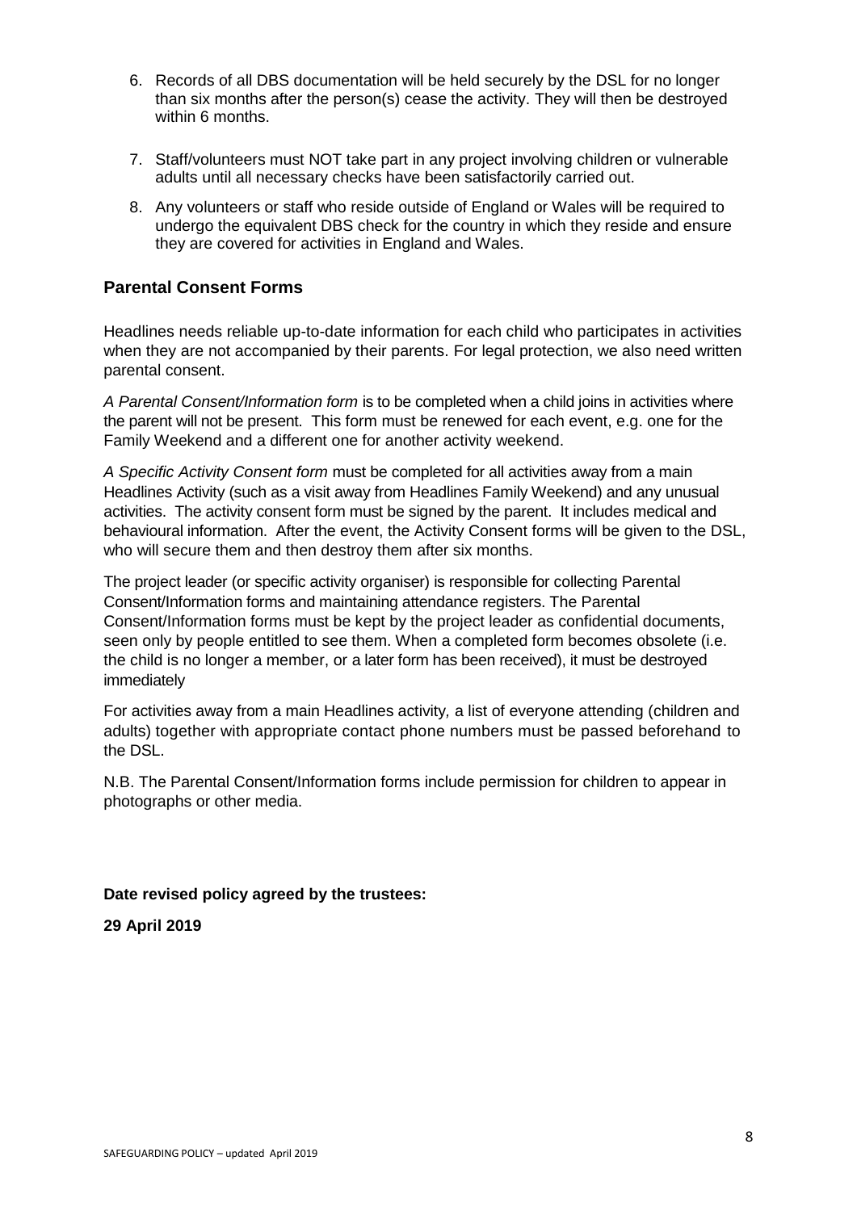6. Records of all DBS documentation will be held securely by the DSL for no longer than six months after the person(s) cease the activity. They will then be destroyed within 6 months.

7. Staff/volunteers must NOT take part in any project involving children or vulnerable adults until all necessary checks have been satisfactorily carried out.

8. Any volunteers or staff who reside outside of England or Wales will be required to undergo the equivalent DBS check for the country in which they reside and ensure they are covered for activities in England and Wales.

## Parental Consent Forms

Headlines needs reliable up-to-date information for each child who participates in activities when they are not accompanied by their parents. For legal protection, we also need written parental consent.

*A Parental Consent/Information form* is to be completed when a child joins in activities where the parent will not be present. This form must be renewed for each event, e.g. one for the Family Weekend and a different one for another activity weekend.

*A Specific Activity Consent form* must be completed for all activities away from a main Headlines Activity (such as a visit away from Headlines Family Weekend) and any unusual activities. The activity consent form must be signed by the parent. It includes medical and behavioural information. After the event, the Activity Consent forms will be given to the DSL, who will secure them and then destroy them after six months.

The project leader (or specific activity organiser) is responsible for collecting Parental Consent/Information forms and maintaining attendance registers. The Parental Consent/Information forms must be kept by the project leader as confidential documents, seen only by people entitled to see them. When a completed form becomes obsolete (i.e. the child is no longer a member, or a later form has been received), it must be destroyed immediately

For activities away from a main Headlines activity, a list of everyone attending (children and adults) together with appropriate contact phone numbers must be passed beforehand to the DSL.

N.B. The Parental Consent/Information forms include permission for children to appear in photographs or other media.

**Date revised policy agreed by the trustees:**

**29 April 2019**